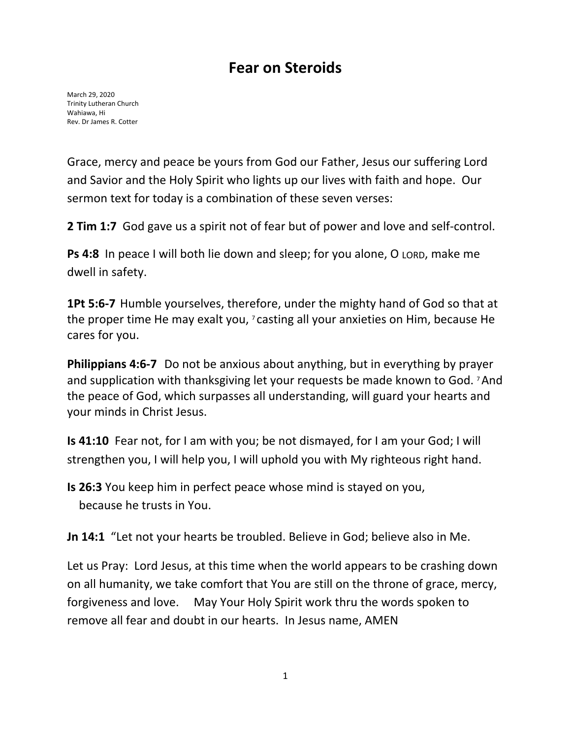# Fear on Steroids

March 29, 2020
Trinity Lutheran Church
Wahiawa, Hi
Rev. Dr James R. Cotter

Grace, mercy and peace be yours from God our Father, Jesus our suffering Lord and Savior and the Holy Spirit who lights up our lives with faith and hope. Our sermon text for today is a combination of these seven verses:

**2 Tim 1:7** God gave us a spirit not of fear but of power and love and self-control.

**Ps 4:8** In peace I will both lie down and sleep; for you alone, O LORD, make me dwell in safety.

**1Pt 5:6-7** Humble yourselves, therefore, under the mighty hand of God so that at the proper time He may exalt you, [7] casting all your anxieties on Him, because He cares for you.

**Philippians 4:6-7** Do not be anxious about anything, but in everything by prayer and supplication with thanksgiving let your requests be made known to God. [7] And the peace of God, which surpasses all understanding, will guard your hearts and your minds in Christ Jesus.

**Is 41:10** Fear not, for I am with you; be not dismayed, for I am your God; I will strengthen you, I will help you, I will uphold you with My righteous right hand.

**Is 26:3** You keep him in perfect peace whose mind is stayed on you,
because he trusts in You.

**Jn 14:1** "Let not your hearts be troubled. Believe in God; believe also in Me.

Let us Pray: Lord Jesus, at this time when the world appears to be crashing down on all humanity, we take comfort that You are still on the throne of grace, mercy, forgiveness and love. May Your Holy Spirit work thru the words spoken to remove all fear and doubt in our hearts. In Jesus name, AMEN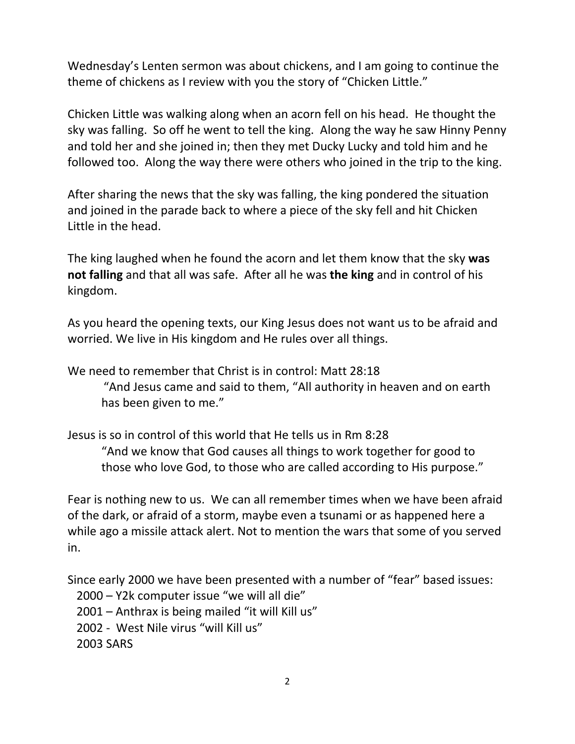Wednesday's Lenten sermon was about chickens, and I am going to continue the theme of chickens as I review with you the story of "Chicken Little."

Chicken Little was walking along when an acorn fell on his head. He thought the sky was falling. So off he went to tell the king. Along the way he saw Hinny Penny and told her and she joined in; then they met Ducky Lucky and told him and he followed too. Along the way there were others who joined in the trip to the king.

After sharing the news that the sky was falling, the king pondered the situation and joined in the parade back to where a piece of the sky fell and hit Chicken Little in the head.

The king laughed when he found the acorn and let them know that the sky **was not falling** and that all was safe. After all he was **the king** and in control of his kingdom.

As you heard the opening texts, our King Jesus does not want us to be afraid and worried. We live in His kingdom and He rules over all things.

We need to remember that Christ is in control: Matt 28:18

> "And Jesus came and said to them, "All authority in heaven and on earth has been given to me."

Jesus is so in control of this world that He tells us in Rm 8:28

> "And we know that God causes all things to work together for good to those who love God, to those who are called according to His purpose."

Fear is nothing new to us. We can all remember times when we have been afraid of the dark, or afraid of a storm, maybe even a tsunami or as happened here a while ago a missile attack alert. Not to mention the wars that some of you served in.

Since early 2000 we have been presented with a number of "fear" based issues:

2000 – Y2k computer issue "we will all die"
2001 – Anthrax is being mailed "it will Kill us"
2002 - West Nile virus "will Kill us"
2003 SARS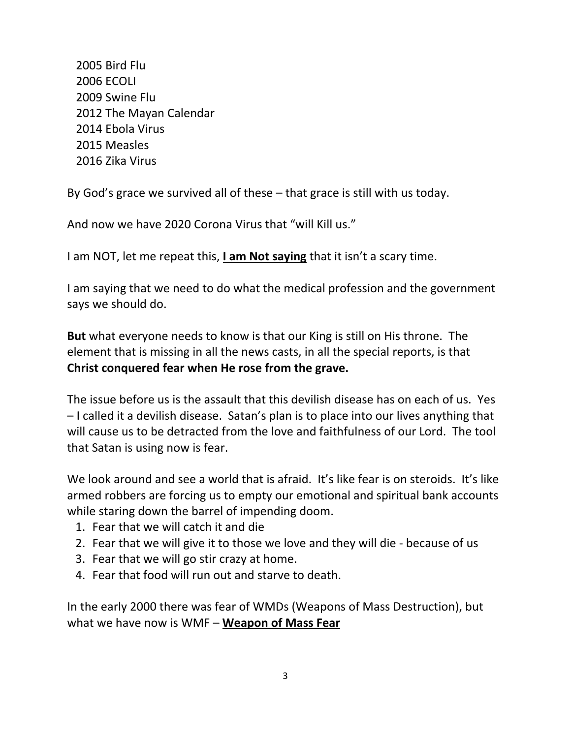2005 Bird Flu
2006 ECOLI
2009 Swine Flu
2012 The Mayan Calendar
2014 Ebola Virus
2015 Measles
2016 Zika Virus

By God's grace we survived all of these – that grace is still with us today.

And now we have 2020 Corona Virus that "will Kill us."

I am NOT, let me repeat this, **<u>I am Not saying</u>** that it isn't a scary time.

I am saying that we need to do what the medical profession and the government says we should do.

**But** what everyone needs to know is that our King is still on His throne. The element that is missing in all the news casts, in all the special reports, is that **Christ conquered fear when He rose from the grave.**

The issue before us is the assault that this devilish disease has on each of us. Yes – I called it a devilish disease. Satan's plan is to place into our lives anything that will cause us to be detracted from the love and faithfulness of our Lord. The tool that Satan is using now is fear.

We look around and see a world that is afraid. It's like fear is on steroids. It's like armed robbers are forcing us to empty our emotional and spiritual bank accounts while staring down the barrel of impending doom.

1. Fear that we will catch it and die
2. Fear that we will give it to those we love and they will die - because of us
3. Fear that we will go stir crazy at home.
4. Fear that food will run out and starve to death.

In the early 2000 there was fear of WMDs (Weapons of Mass Destruction), but what we have now is WMF – **<u>Weapon of Mass Fear</u>**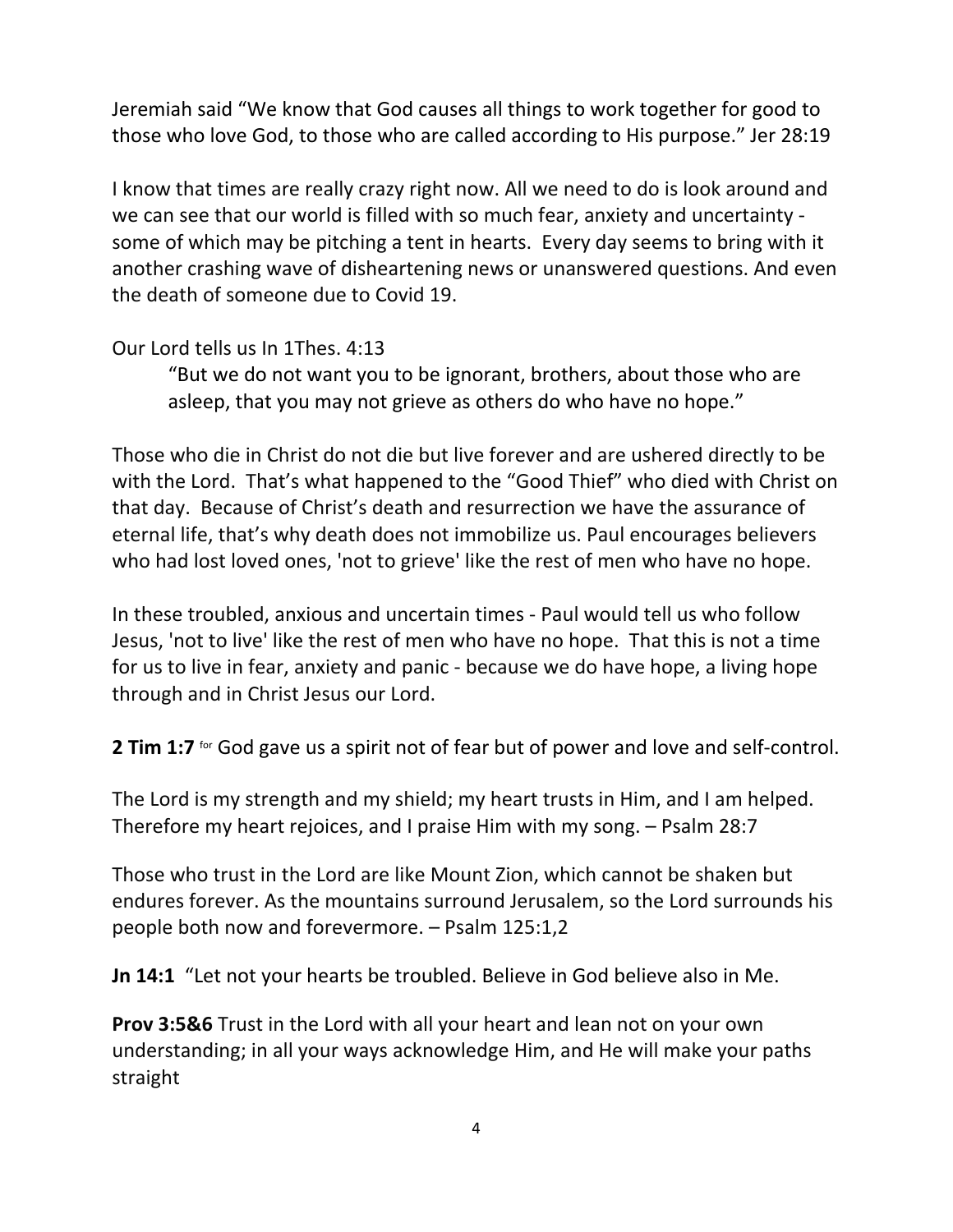Jeremiah said "We know that God causes all things to work together for good to those who love God, to those who are called according to His purpose." Jer 28:19

I know that times are really crazy right now. All we need to do is look around and we can see that our world is filled with so much fear, anxiety and uncertainty - some of which may be pitching a tent in hearts. Every day seems to bring with it another crashing wave of disheartening news or unanswered questions. And even the death of someone due to Covid 19.

Our Lord tells us In 1Thes. 4:13

> "But we do not want you to be ignorant, brothers, about those who are asleep, that you may not grieve as others do who have no hope."

Those who die in Christ do not die but live forever and are ushered directly to be with the Lord. That's what happened to the "Good Thief" who died with Christ on that day. Because of Christ's death and resurrection we have the assurance of eternal life, that's why death does not immobilize us. Paul encourages believers who had lost loved ones, 'not to grieve' like the rest of men who have no hope.

In these troubled, anxious and uncertain times - Paul would tell us who follow Jesus, 'not to live' like the rest of men who have no hope. That this is not a time for us to live in fear, anxiety and panic - because we do have hope, a living hope through and in Christ Jesus our Lord.

**2 Tim 1:7** for God gave us a spirit not of fear but of power and love and self-control.

The Lord is my strength and my shield; my heart trusts in Him, and I am helped. Therefore my heart rejoices, and I praise Him with my song. – Psalm 28:7

Those who trust in the Lord are like Mount Zion, which cannot be shaken but endures forever. As the mountains surround Jerusalem, so the Lord surrounds his people both now and forevermore. – Psalm 125:1,2

**Jn 14:1** "Let not your hearts be troubled. Believe in God believe also in Me.

**Prov 3:5&6** Trust in the Lord with all your heart and lean not on your own understanding; in all your ways acknowledge Him, and He will make your paths straight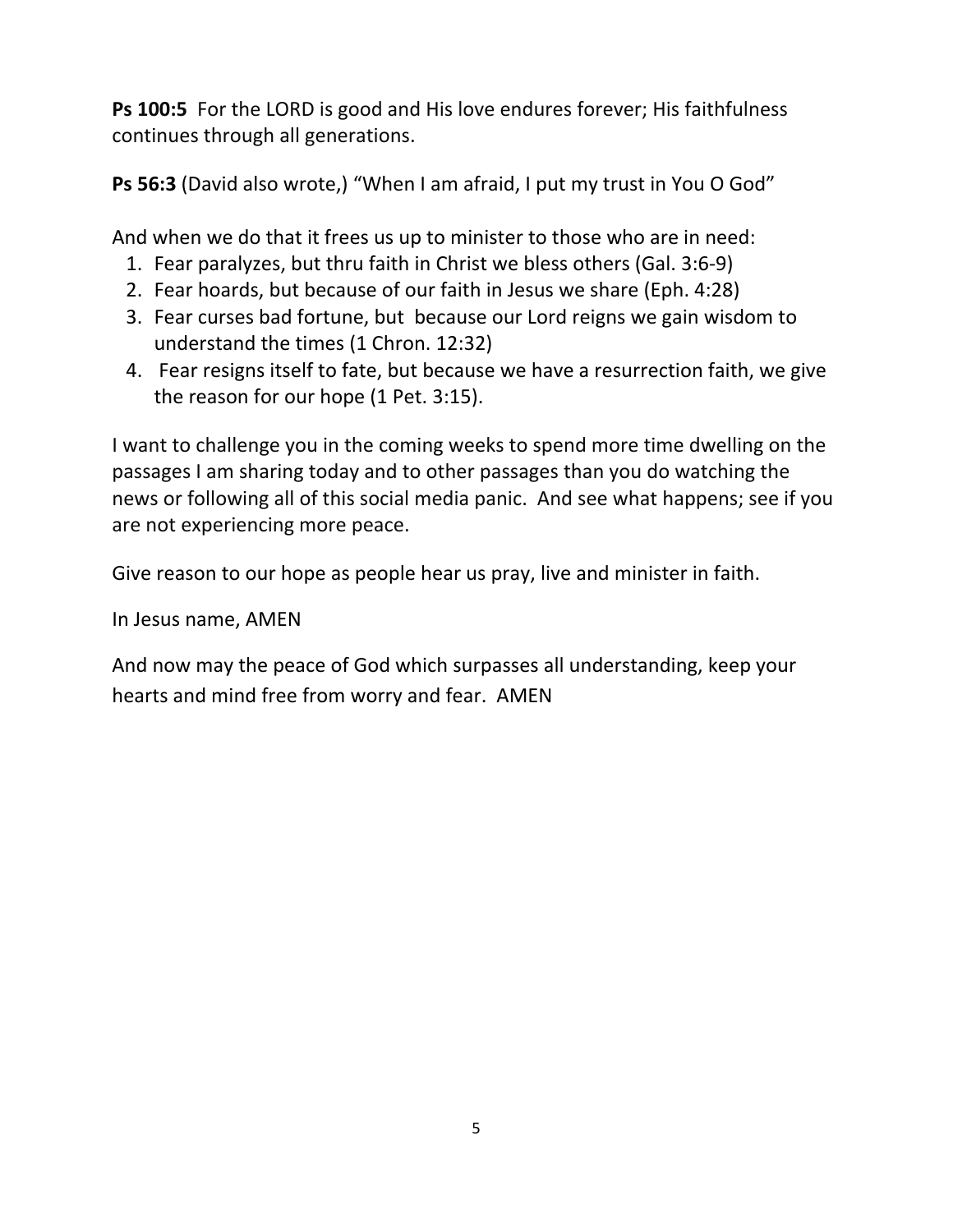**Ps 100:5** For the LORD is good and His love endures forever; His faithfulness continues through all generations.

**Ps 56:3** (David also wrote,) “When I am afraid, I put my trust in You O God”

And when we do that it frees us up to minister to those who are in need:

1. Fear paralyzes, but thru faith in Christ we bless others (Gal. 3:6-9)
2. Fear hoards, but because of our faith in Jesus we share (Eph. 4:28)
3. Fear curses bad fortune, but because our Lord reigns we gain wisdom to understand the times (1 Chron. 12:32)
4. Fear resigns itself to fate, but because we have a resurrection faith, we give the reason for our hope (1 Pet. 3:15).

I want to challenge you in the coming weeks to spend more time dwelling on the passages I am sharing today and to other passages than you do watching the news or following all of this social media panic. And see what happens; see if you are not experiencing more peace.

Give reason to our hope as people hear us pray, live and minister in faith.

In Jesus name, AMEN

And now may the peace of God which surpasses all understanding, keep your hearts and mind free from worry and fear. AMEN